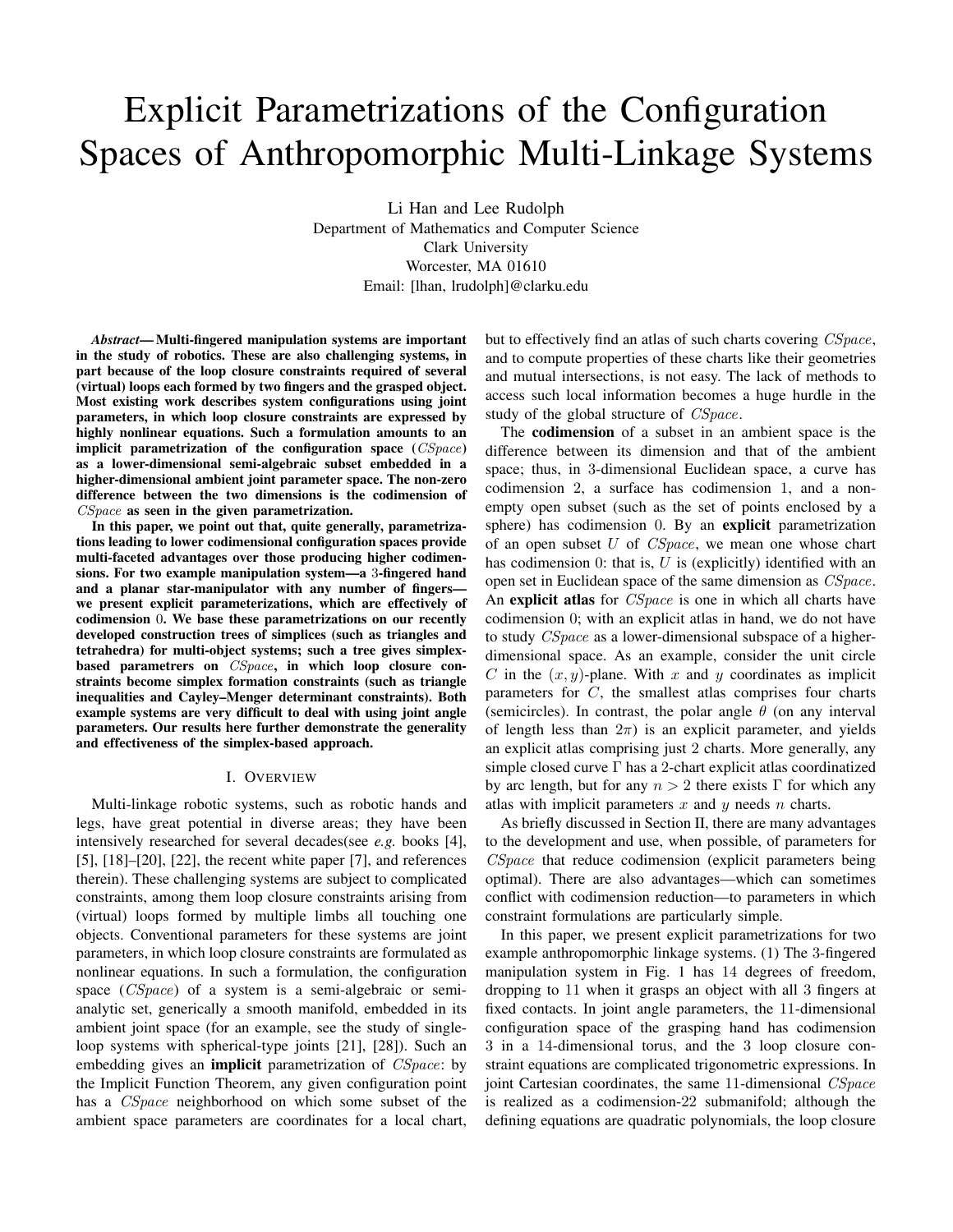# Explicit Parametrizations of the Configuration Spaces of Anthropomorphic Multi-Linkage Systems

Li Han and Lee Rudolph
Department of Mathematics and Computer Science
Clark University
Worcester, MA 01610
Email: [lhan, lrudolph]@clarku.edu

***Abstract*— Multi-fingered manipulation systems are important in the study of robotics. These are also challenging systems, in part because of the loop closure constraints required of several (virtual) loops each formed by two fingers and the grasped object. Most existing work describes system configurations using joint parameters, in which loop closure constraints are expressed by highly nonlinear equations. Such a formulation amounts to an implicit parametrization of the configuration space ($CSpace$) as a lower-dimensional semi-algebraic subset embedded in a higher-dimensional ambient joint parameter space. The non-zero difference between the two dimensions is the codimension of $CSpace$ as seen in the given parametrization.**

**In this paper, we point out that, quite generally, parametrizations leading to lower codimensional configuration spaces provide multi-faceted advantages over those producing higher codimensions. For two example manipulation system—a 3-fingered hand and a planar star-manipulator with any number of fingers—we present explicit parameterizations, which are effectively of codimension 0. We base these parametrizations on our recently developed construction trees of simplices (such as triangles and tetrahedra) for multi-object systems; such a tree gives simplex-based parametrers on $CSpace$, in which loop closure constraints become simplex formation constraints (such as triangle inequalities and Cayley–Menger determinant constraints). Both example systems are very difficult to deal with using joint angle parameters. Our results here further demonstrate the generality and effectiveness of the simplex-based approach.**

## I. Overview

Multi-linkage robotic systems, such as robotic hands and legs, have great potential in diverse areas; they have been intensively researched for several decades(see *e.g.* books [4], [5], [18]–[20], [22], the recent white paper [7], and references therein). These challenging systems are subject to complicated constraints, among them loop closure constraints arising from (virtual) loops formed by multiple limbs all touching one objects. Conventional parameters for these systems are joint parameters, in which loop closure constraints are formulated as nonlinear equations. In such a formulation, the configuration space ($CSpace$) of a system is a semi-algebraic or semi-analytic set, generically a smooth manifold, embedded in its ambient joint space (for an example, see the study of single-loop systems with spherical-type joints [21], [28]). Such an embedding gives an **implicit** parametrization of $CSpace$: by the Implicit Function Theorem, any given configuration point has a $CSpace$ neighborhood on which some subset of the ambient space parameters are coordinates for a local chart, but to effectively find an atlas of such charts covering $CSpace$, and to compute properties of these charts like their geometries and mutual intersections, is not easy. The lack of methods to access such local information becomes a huge hurdle in the study of the global structure of $CSpace$.

The **codimension** of a subset in an ambient space is the difference between its dimension and that of the ambient space; thus, in 3-dimensional Euclidean space, a curve has codimension 2, a surface has codimension 1, and a non-empty open subset (such as the set of points enclosed by a sphere) has codimension 0. By an **explicit** parametrization of an open subset $U$ of $CSpace$, we mean one whose chart has codimension 0: that is, $U$ is (explicitly) identified with an open set in Euclidean space of the same dimension as $CSpace$. An **explicit atlas** for $CSpace$ is one in which all charts have codimension 0; with an explicit atlas in hand, we do not have to study $CSpace$ as a lower-dimensional subspace of a higher-dimensional space. As an example, consider the unit circle $C$ in the $(x, y)$-plane. With $x$ and $y$ coordinates as implicit parameters for $C$, the smallest atlas comprises four charts (semicircles). In contrast, the polar angle $\theta$ (on any interval of length less than $2\pi$) is an explicit parameter, and yields an explicit atlas comprising just 2 charts. More generally, any simple closed curve $\Gamma$ has a 2-chart explicit atlas coordinatized by arc length, but for any $n > 2$ there exists $\Gamma$ for which any atlas with implicit parameters $x$ and $y$ needs $n$ charts.

As briefly discussed in Section II, there are many advantages to the development and use, when possible, of parameters for $CSpace$ that reduce codimension (explicit parameters being optimal). There are also advantages—which can sometimes conflict with codimension reduction—to parameters in which constraint formulations are particularly simple.

In this paper, we present explicit parametrizations for two example anthropomorphic linkage systems. (1) The 3-fingered manipulation system in Fig. 1 has 14 degrees of freedom, dropping to 11 when it grasps an object with all 3 fingers at fixed contacts. In joint angle parameters, the 11-dimensional configuration space of the grasping hand has codimension 3 in a 14-dimensional torus, and the 3 loop closure constraint equations are complicated trigonometric expressions. In joint Cartesian coordinates, the same 11-dimensional $CSpace$ is realized as a codimension-22 submanifold; although the defining equations are quadratic polynomials, the loop closure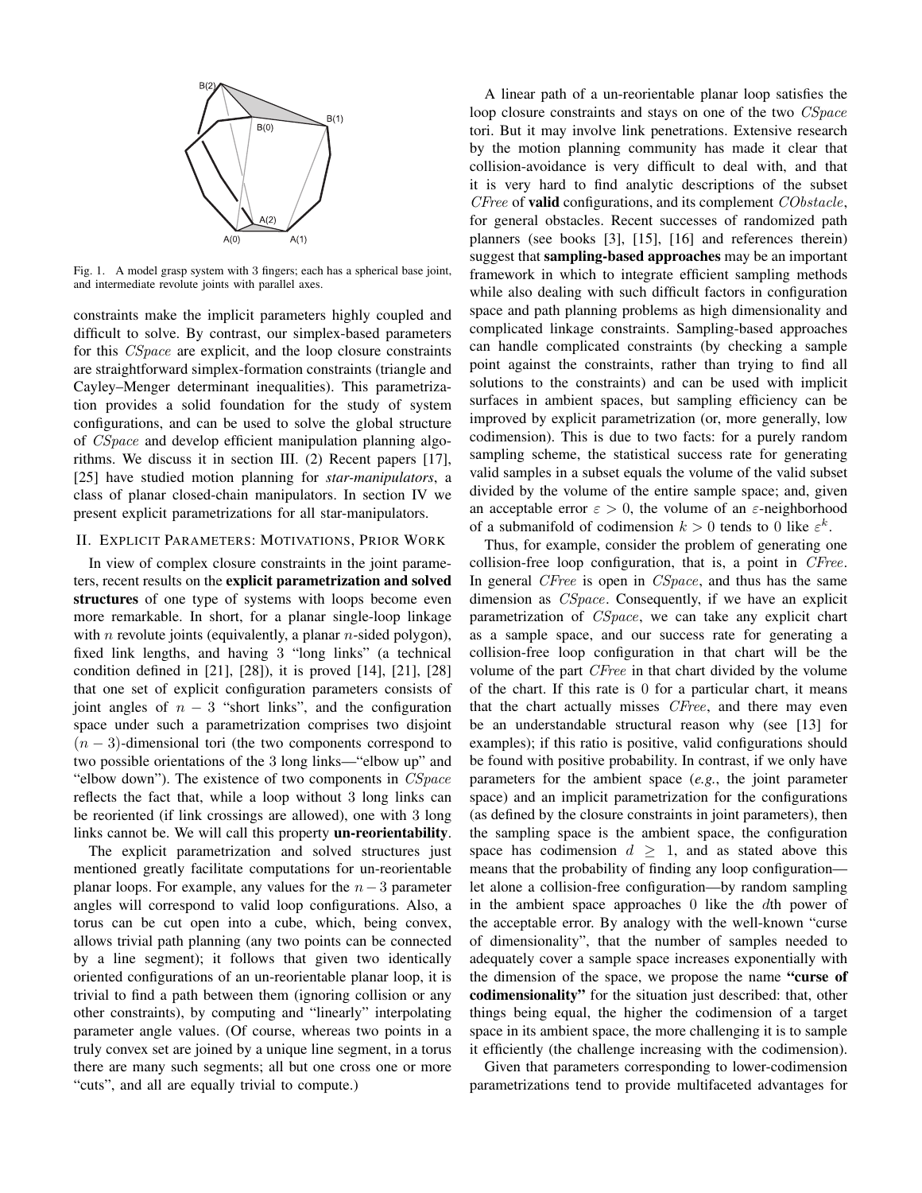B(2)

B(0)

B(1)

A(2)

A(0)

A(1)

Fig. 1. A model grasp system with 3 fingers; each has a spherical base joint, and intermediate revolute joints with parallel axes.

constraints make the implicit parameters highly coupled and difficult to solve. By contrast, our simplex-based parameters for this *CSpace* are explicit, and the loop closure constraints are straightforward simplex-formation constraints (triangle and Cayley–Menger determinant inequalities). This parametrization provides a solid foundation for the study of system configurations, and can be used to solve the global structure of *CSpace* and develop efficient manipulation planning algorithms. We discuss it in section III. (2) Recent papers [17], [25] have studied motion planning for *star-manipulators*, a class of planar closed-chain manipulators. In section IV we present explicit parametrizations for all star-manipulators.

## II. Explicit Parameters: Motivations, Prior Work

In view of complex closure constraints in the joint parameters, recent results on the **explicit parametrization and solved structures** of one type of systems with loops become even more remarkable. In short, for a planar single-loop linkage with $n$ revolute joints (equivalently, a planar $n$-sided polygon), fixed link lengths, and having 3 "long links" (a technical condition defined in [21], [28]), it is proved [14], [21], [28] that one set of explicit configuration parameters consists of joint angles of $n-3$ "short links", and the configuration space under such a parametrization comprises two disjoint $(n-3)$-dimensional tori (the two components correspond to two possible orientations of the 3 long links—"elbow up" and "elbow down"). The existence of two components in *CSpace* reflects the fact that, while a loop without 3 long links can be reoriented (if link crossings are allowed), one with 3 long links cannot be. We will call this property **un-reorientability**.

The explicit parametrization and solved structures just mentioned greatly facilitate computations for un-reorientable planar loops. For example, any values for the $n-3$ parameter angles will correspond to valid loop configurations. Also, a torus can be cut open into a cube, which, being convex, allows trivial path planning (any two points can be connected by a line segment); it follows that given two identically oriented configurations of an un-reorientable planar loop, it is trivial to find a path between them (ignoring collision or any other constraints), by computing and "linearly" interpolating parameter angle values. (Of course, whereas two points in a truly convex set are joined by a unique line segment, in a torus there are many such segments; all but one cross one or more "cuts", and all are equally trivial to compute.)

A linear path of a un-reorientable planar loop satisfies the loop closure constraints and stays on one of the two *CSpace* tori. But it may involve link penetrations. Extensive research by the motion planning community has made it clear that collision-avoidance is very difficult to deal with, and that it is very hard to find analytic descriptions of the subset *CFree* of **valid** configurations, and its complement *CObstacle*, for general obstacles. Recent successes of randomized path planners (see books [3], [15], [16] and references therein) suggest that **sampling-based approaches** may be an important framework in which to integrate efficient sampling methods while also dealing with such difficult factors in configuration space and path planning problems as high dimensionality and complicated linkage constraints. Sampling-based approaches can handle complicated constraints (by checking a sample point against the constraints, rather than trying to find all solutions to the constraints) and can be used with implicit surfaces in ambient spaces, but sampling efficiency can be improved by explicit parametrization (or, more generally, low codimension). This is due to two facts: for a purely random sampling scheme, the statistical success rate for generating valid samples in a subset equals the volume of the valid subset divided by the volume of the entire sample space; and, given an acceptable error $\varepsilon > 0$, the volume of an $\varepsilon$-neighborhood of a submanifold of codimension $k > 0$ tends to 0 like $\varepsilon^k$.

Thus, for example, consider the problem of generating one collision-free loop configuration, that is, a point in *CFree*. In general *CFree* is open in *CSpace*, and thus has the same dimension as *CSpace*. Consequently, if we have an explicit parametrization of *CSpace*, we can take any explicit chart as a sample space, and our success rate for generating a collision-free loop configuration in that chart will be the volume of the part *CFree* in that chart divided by the volume of the chart. If this rate is 0 for a particular chart, it means that the chart actually misses *CFree*, and there may even be an understandable structural reason why (see [13] for examples); if this ratio is positive, valid configurations should be found with positive probability. In contrast, if we only have parameters for the ambient space (*e.g.*, the joint parameter space) and an implicit parametrization for the configurations (as defined by the closure constraints in joint parameters), then the sampling space is the ambient space, the configuration space has codimension $d \geq 1$, and as stated above this means that the probability of finding any loop configuration—let alone a collision-free configuration—by random sampling in the ambient space approaches 0 like the $d$th power of the acceptable error. By analogy with the well-known "curse of dimensionality", that the number of samples needed to adequately cover a sample space increases exponentially with the dimension of the space, we propose the name **"curse of codimensionality"** for the situation just described: that, other things being equal, the higher the codimension of a target space in its ambient space, the more challenging it is to sample it efficiently (the challenge increasing with the codimension).

Given that parameters corresponding to lower-codimension parametrizations tend to provide multifaceted advantages for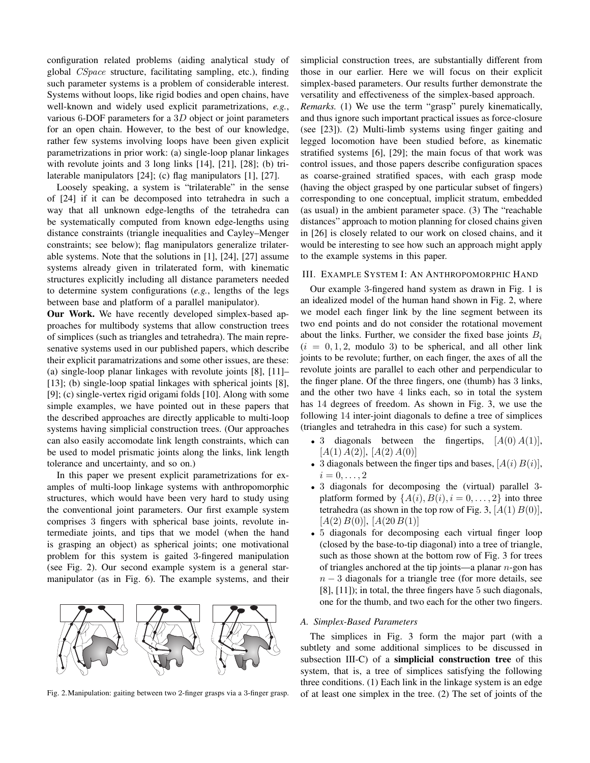configuration related problems (aiding analytical study of global *CSpace* structure, facilitating sampling, etc.), finding such parameter systems is a problem of considerable interest. Systems without loops, like rigid bodies and open chains, have well-known and widely used explicit parametrizations, *e.g.*, various 6-DOF parameters for a $3D$ object or joint parameters for an open chain. However, to the best of our knowledge, rather few systems involving loops have been given explicit parametrizations in prior work: (a) single-loop planar linkages with revolute joints and 3 long links [14], [21], [28]; (b) trilaterable manipulators [24]; (c) flag manipulators [1], [27].

Loosely speaking, a system is "trilaterable" in the sense of [24] if it can be decomposed into tetrahedra in such a way that all unknown edge-lengths of the tetrahedra can be systematically computed from known edge-lengths using distance constraints (triangle inequalities and Cayley–Menger constraints; see below); flag manipulators generalize trilaterable systems. Note that the solutions in [1], [24], [27] assume systems already given in trilaterated form, with kinematic structures explicitly including all distance parameters needed to determine system configurations (*e.g.*, lengths of the legs between base and platform of a parallel manipulator).

**Our Work.** We have recently developed simplex-based approaches for multibody systems that allow construction trees of simplices (such as triangles and tetrahedra). The main represenative systems used in our published papers, which describe their explicit paramatrizations and some other issues, are these: (a) single-loop planar linkages with revolute joints [8], [11]–[13]; (b) single-loop spatial linkages with spherical joints [8], [9]; (c) single-vertex rigid origami folds [10]. Along with some simple examples, we have pointed out in these papers that the described approaches are directly applicable to multi-loop systems having simplicial construction trees. (Our approaches can also easily accomodate link length constraints, which can be used to model prismatic joints along the links, link length tolerance and uncertainty, and so on.)

In this paper we present explicit parametrizations for examples of multi-loop linkage systems with anthropomorphic structures, which would have been very hard to study using the conventional joint parameters. Our first example system comprises 3 fingers with spherical base joints, revolute intermediate joints, and tips that we model (when the hand is grasping an object) as spherical joints; one motivational problem for this system is gaited 3-fingered manipulation (see Fig. 2). Our second example system is a general star-manipulator (as in Fig. 6). The example systems, and their simplicial construction trees, are substantially different from those in our earlier. Here we will focus on their explicit simplex-based parameters. Our results further demonstrate the versatility and effectiveness of the simplex-based approach.

*Remarks.* (1) We use the term "grasp" purely kinematically, and thus ignore such important practical issues as force-closure (see [23]). (2) Multi-limb systems using finger gaiting and legged locomotion have been studied before, as kinematic stratified systems [6], [29]; the main focus of that work was control issues, and those papers describe configuration spaces as coarse-grained stratified spaces, with each grasp mode (having the object grasped by one particular subset of fingers) corresponding to one conceptual, implicit stratum, embedded (as usual) in the ambient parameter space. (3) The "reachable distances" approach to motion planning for closed chains given in [26] is closely related to our work on closed chains, and it would be interesting to see how such an approach might apply to the example systems in this paper.

Fig. 2. Manipulation: gaiting between two 2-finger grasps via a 3-finger grasp.

## III. Example System I: An Anthropomorphic Hand

Our example 3-fingered hand system as drawn in Fig. 1 is an idealized model of the human hand shown in Fig. 2, where we model each finger link by the line segment between its two end points and do not consider the rotational movement about the links. Further, we consider the fixed base joints $B_i$ ($i = 0, 1, 2$, modulo 3) to be spherical, and all other link joints to be revolute; further, on each finger, the axes of all the revolute joints are parallel to each other and perpendicular to the finger plane. Of the three fingers, one (thumb) has 3 links, and the other two have 4 links each, so in total the system has 14 degrees of freedom. As shown in Fig. 3, we use the following 14 inter-joint diagonals to define a tree of simplices (triangles and tetrahedra in this case) for such a system.

- 3 diagonals between the fingertips, $[A(0)\,A(1)]$, $[A(1)\,A(2)]$, $[A(2)\,A(0)]$
- 3 diagonals between the finger tips and bases, $[A(i)\,B(i)]$, $i = 0, \ldots, 2$
- 3 diagonals for decomposing the (virtual) parallel 3-platform formed by $\{A(i), B(i), i = 0, \ldots, 2\}$ into three tetrahedra (as shown in the top row of Fig. 3, $[A(1)\,B(0)]$, $[A(2)\,B(0)]$, $[A(20\,B(1)]$
- 5 diagonals for decomposing each virtual finger loop (closed by the base-to-tip diagonal) into a tree of triangle, such as those shown at the bottom row of Fig. 3 for trees of triangles anchored at the tip joints—a planar $n$-gon has $n - 3$ diagonals for a triangle tree (for more details, see [8], [11]); in total, the three fingers have 5 such diagonals, one for the thumb, and two each for the other two fingers.

### A. Simplex-Based Parameters

The simplices in Fig. 3 form the major part (with a subtlety and some additional simplices to be discussed in subsection III-C) of a **simplicial construction tree** of this system, that is, a tree of simplices satisfying the following three conditions. (1) Each link in the linkage system is an edge of at least one simplex in the tree. (2) The set of joints of the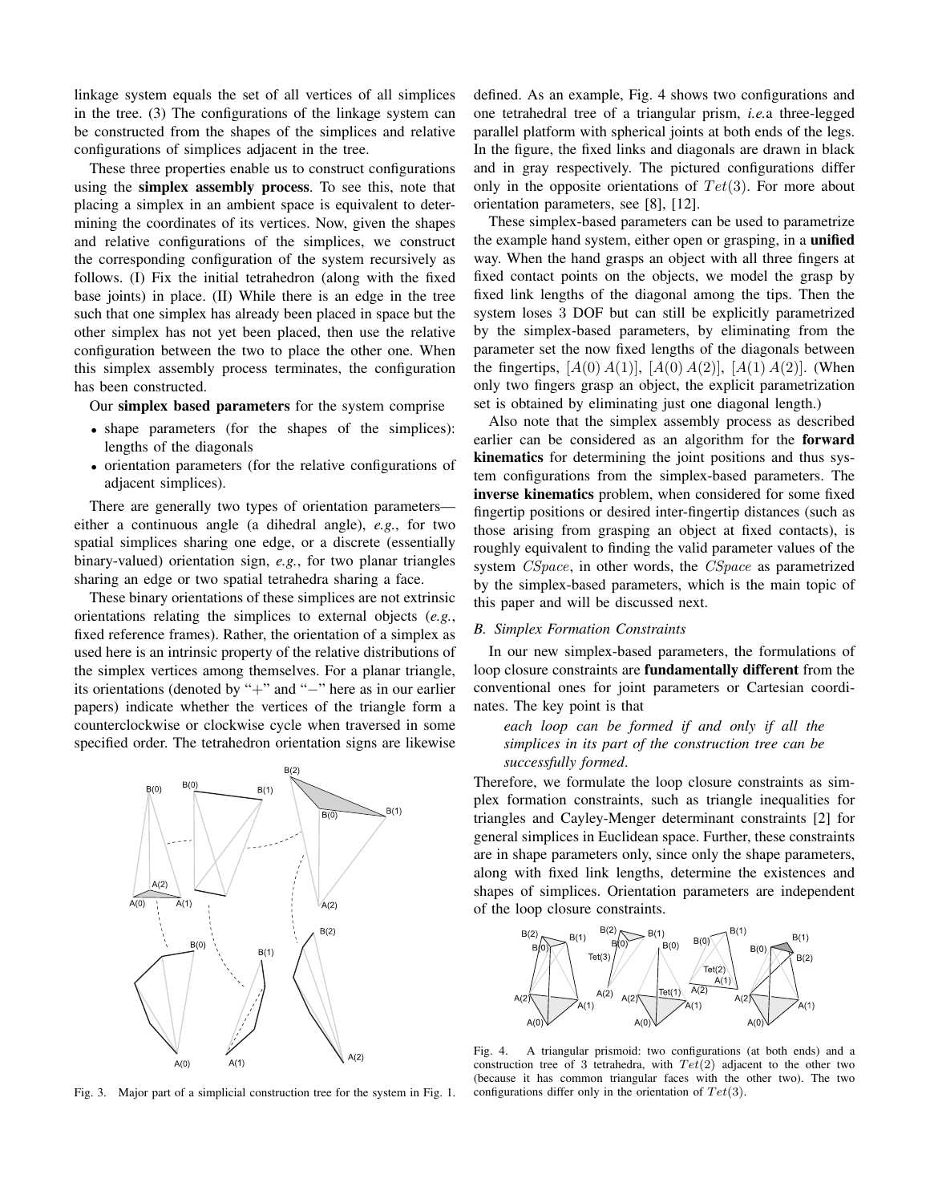linkage system equals the set of all vertices of all simplices in the tree. (3) The configurations of the linkage system can be constructed from the shapes of the simplices and relative configurations of simplices adjacent in the tree.

These three properties enable us to construct configurations using the **simplex assembly process**. To see this, note that placing a simplex in an ambient space is equivalent to determining the coordinates of its vertices. Now, given the shapes and relative configurations of the simplices, we construct the corresponding configuration of the system recursively as follows. (I) Fix the initial tetrahedron (along with the fixed base joints) in place. (II) While there is an edge in the tree such that one simplex has already been placed in space but the other simplex has not yet been placed, then use the relative configuration between the two to place the other one. When this simplex assembly process terminates, the configuration has been constructed.

Our **simplex based parameters** for the system comprise

- shape parameters (for the shapes of the simplices): lengths of the diagonals
- orientation parameters (for the relative configurations of adjacent simplices).

There are generally two types of orientation parameters—either a continuous angle (a dihedral angle), *e.g.*, for two spatial simplices sharing one edge, or a discrete (essentially binary-valued) orientation sign, *e.g.*, for two planar triangles sharing an edge or two spatial tetrahedra sharing a face.

These binary orientations of these simplices are not extrinsic orientations relating the simplices to external objects (*e.g.*, fixed reference frames). Rather, the orientation of a simplex as used here is an intrinsic property of the relative distributions of the simplex vertices among themselves. For a planar triangle, its orientations (denoted by "+" and "−" here as in our earlier papers) indicate whether the vertices of the triangle form a counterclockwise or clockwise cycle when traversed in some specified order. The tetrahedron orientation signs are likewise defined. As an example, Fig. 4 shows two configurations and one tetrahedral tree of a triangular prism, *i.e.*a three-legged parallel platform with spherical joints at both ends of the legs. In the figure, the fixed links and diagonals are drawn in black and in gray respectively. The pictured configurations differ only in the opposite orientations of $Tet(3)$. For more about orientation parameters, see [8], [12].

B(0) B(0) B(1) B(2) B(0) B(1) A(2) A(0) A(1) A(2) B(0) B(1) B(2) A(0) A(1) A(2)

Fig. 3. Major part of a simplicial construction tree for the system in Fig. 1.

These simplex-based parameters can be used to parametrize the example hand system, either open or grasping, in a **unified** way. When the hand grasps an object with all three fingers at fixed contact points on the objects, we model the grasp by fixed link lengths of the diagonal among the tips. Then the system loses 3 DOF but can still be explicitly parametrized by the simplex-based parameters, by eliminating from the parameter set the now fixed lengths of the diagonals between the fingertips, $[A(0)\,A(1)]$, $[A(0)\,A(2)]$, $[A(1)\,A(2)]$. (When only two fingers grasp an object, the explicit parametrization set is obtained by eliminating just one diagonal length.)

Also note that the simplex assembly process as described earlier can be considered as an algorithm for the **forward kinematics** for determining the joint positions and thus system configurations from the simplex-based parameters. The **inverse kinematics** problem, when considered for some fixed fingertip positions or desired inter-fingertip distances (such as those arising from grasping an object at fixed contacts), is roughly equivalent to finding the valid parameter values of the system $CSpace$, in other words, the $CSpace$ as parametrized by the simplex-based parameters, which is the main topic of this paper and will be discussed next.

### B. Simplex Formation Constraints

In our new simplex-based parameters, the formulations of loop closure constraints are **fundamentally different** from the conventional ones for joint parameters or Cartesian coordinates. The key point is that

> *each loop can be formed if and only if all the simplices in its part of the construction tree can be successfully formed.*

Therefore, we formulate the loop closure constraints as simplex formation constraints, such as triangle inequalities for triangles and Cayley-Menger determinant constraints [2] for general simplices in Euclidean space. Further, these constraints are in shape parameters only, since only the shape parameters, along with fixed link lengths, determine the existences and shapes of simplices. Orientation parameters are independent of the loop closure constraints.

B(2) B(1) B(0) A(2) A(1) A(0) B(2) B(1) B(0) Tet(3) A(2) B(0) A(2) Tet(1) A(1) A(0) B(0) B(1) Tet(2) A(1) A(2) B(1) B(0) B(2) A(2) A(1) A(0)

Fig. 4. A triangular prismoid: two configurations (at both ends) and a construction tree of 3 tetrahedra, with $Tet(2)$ adjacent to the other two (because it has common triangular faces with the other two). The two configurations differ only in the orientation of $Tet(3)$.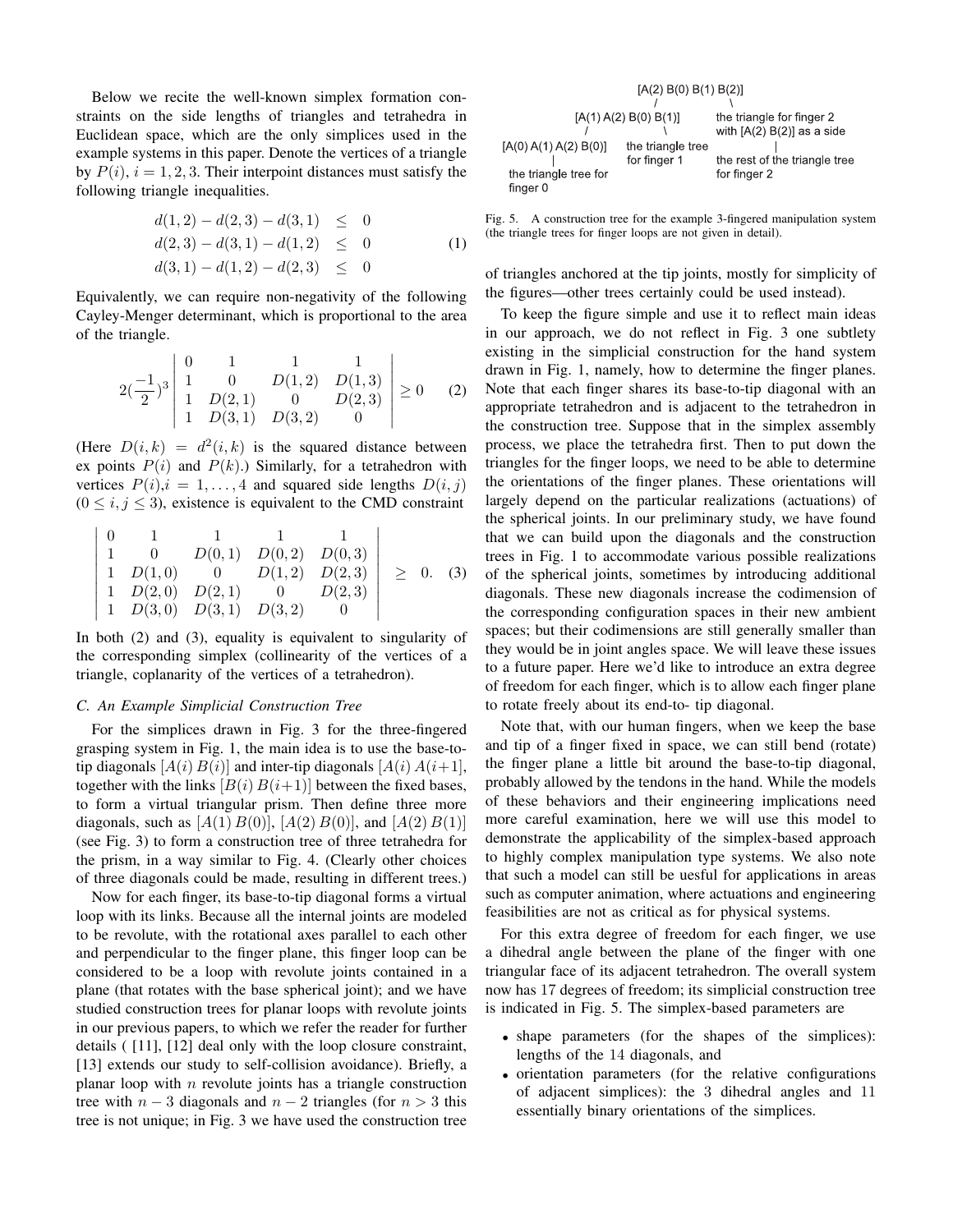Below we recite the well-known simplex formation constraints on the side lengths of triangles and tetrahedra in Euclidean space, which are the only simplices used in the example systems in this paper. Denote the vertices of a triangle by $P(i)$, $i = 1, 2, 3$. Their interpoint distances must satisfy the following triangle inequalities.

$$\begin{aligned} d(1,2) - d(2,3) - d(3,1) &\leq 0 \\ d(2,3) - d(3,1) - d(1,2) &\leq 0 \\ d(3,1) - d(1,2) - d(2,3) &\leq 0 \end{aligned} \tag{1}$$

Equivalently, we can require non-negativity of the following Cayley-Menger determinant, which is proportional to the area of the triangle.

$$2(\frac{-1}{2})^3 \begin{vmatrix} 0 & 1 & 1 & 1 \\ 1 & 0 & D(1,2) & D(1,3) \\ 1 & D(2,1) & 0 & D(2,3) \\ 1 & D(3,1) & D(3,2) & 0 \end{vmatrix} \geq 0 \tag{2}$$

(Here $D(i,k) = d^2(i,k)$ is the squared distance between ex points $P(i)$ and $P(k)$.) Similarly, for a tetrahedron with vertices $P(i)$, $i = 1, \ldots, 4$ and squared side lengths $D(i,j)$ $(0 \leq i, j \leq 3)$, existence is equivalent to the CMD constraint

$$\begin{vmatrix} 0 & 1 & 1 & 1 & 1 \\ 1 & 0 & D(0,1) & D(0,2) & D(0,3) \\ 1 & D(1,0) & 0 & D(1,2) & D(2,3) \\ 1 & D(2,0) & D(2,1) & 0 & D(2,3) \\ 1 & D(3,0) & D(3,1) & D(3,2) & 0 \end{vmatrix} \geq 0. \tag{3}$$

In both (2) and (3), equality is equivalent to singularity of the corresponding simplex (collinearity of the vertices of a triangle, coplanarity of the vertices of a tetrahedron).

### C. An Example Simplicial Construction Tree

For the simplices drawn in Fig. 3 for the three-fingered grasping system in Fig. 1, the main idea is to use the base-to-tip diagonals $[A(i)\, B(i)]$ and inter-tip diagonals $[A(i)\, A(i{+}1]$, together with the links $[B(i)\, B(i{+}1)]$ between the fixed bases, to form a virtual triangular prism. Then define three more diagonals, such as $[A(1)\, B(0)]$, $[A(2)\, B(0)]$, and $[A(2)\, B(1)]$ (see Fig. 3) to form a construction tree of three tetrahedra for the prism, in a way similar to Fig. 4. (Clearly other choices of three diagonals could be made, resulting in different trees.)

Now for each finger, its base-to-tip diagonal forms a virtual loop with its links. Because all the internal joints are modeled to be revolute, with the rotational axes parallel to each other and perpendicular to the finger plane, this finger loop can be considered to be a loop with revolute joints contained in a plane (that rotates with the base spherical joint); and we have studied construction trees for planar loops with revolute joints in our previous papers, to which we refer the reader for further details ( [11], [12] deal only with the loop closure constraint, [13] extends our study to self-collision avoidance). Briefly, a planar loop with $n$ revolute joints has a triangle construction tree with $n - 3$ diagonals and $n - 2$ triangles (for $n > 3$ this tree is not unique; in Fig. 3 we have used the construction tree

[A(2) B(0) B(1) B(2)]
[A(1) A(2) B(0) B(1)]
the triangle for finger 2 with [A(2) B(2)] as a side
[A(0) A(1) A(2) B(0)]
the triangle tree for finger 1
the rest of the triangle tree for finger 2
the triangle tree for finger 0

Fig. 5. A construction tree for the example 3-fingered manipulation system (the triangle trees for finger loops are not given in detail).

of triangles anchored at the tip joints, mostly for simplicity of the figures—other trees certainly could be used instead).

To keep the figure simple and use it to reflect main ideas in our approach, we do not reflect in Fig. 3 one subtlety existing in the simplicial construction for the hand system drawn in Fig. 1, namely, how to determine the finger planes. Note that each finger shares its base-to-tip diagonal with an appropriate tetrahedron and is adjacent to the tetrahedron in the construction tree. Suppose that in the simplex assembly process, we place the tetrahedra first. Then to put down the triangles for the finger loops, we need to be able to determine the orientations of the finger planes. These orientations will largely depend on the particular realizations (actuations) of the spherical joints. In our preliminary study, we have found that we can build upon the diagonals and the construction trees in Fig. 1 to accommodate various possible realizations of the spherical joints, sometimes by introducing additional diagonals. These new diagonals increase the codimension of the corresponding configuration spaces in their new ambient spaces; but their codimensions are still generally smaller than they would be in joint angles space. We will leave these issues to a future paper. Here we'd like to introduce an extra degree of freedom for each finger, which is to allow each finger plane to rotate freely about its end-to- tip diagonal.

Note that, with our human fingers, when we keep the base and tip of a finger fixed in space, we can still bend (rotate) the finger plane a little bit around the base-to-tip diagonal, probably allowed by the tendons in the hand. While the models of these behaviors and their engineering implications need more careful examination, here we will use this model to demonstrate the applicability of the simplex-based approach to highly complex manipulation type systems. We also note that such a model can still be uesful for applications in areas such as computer animation, where actuations and engineering feasibilities are not as critical as for physical systems.

For this extra degree of freedom for each finger, we use a dihedral angle between the plane of the finger with one triangular face of its adjacent tetrahedron. The overall system now has 17 degrees of freedom; its simplicial construction tree is indicated in Fig. 5. The simplex-based parameters are

- shape parameters (for the shapes of the simplices): lengths of the 14 diagonals, and
- orientation parameters (for the relative configurations of adjacent simplices): the 3 dihedral angles and 11 essentially binary orientations of the simplices.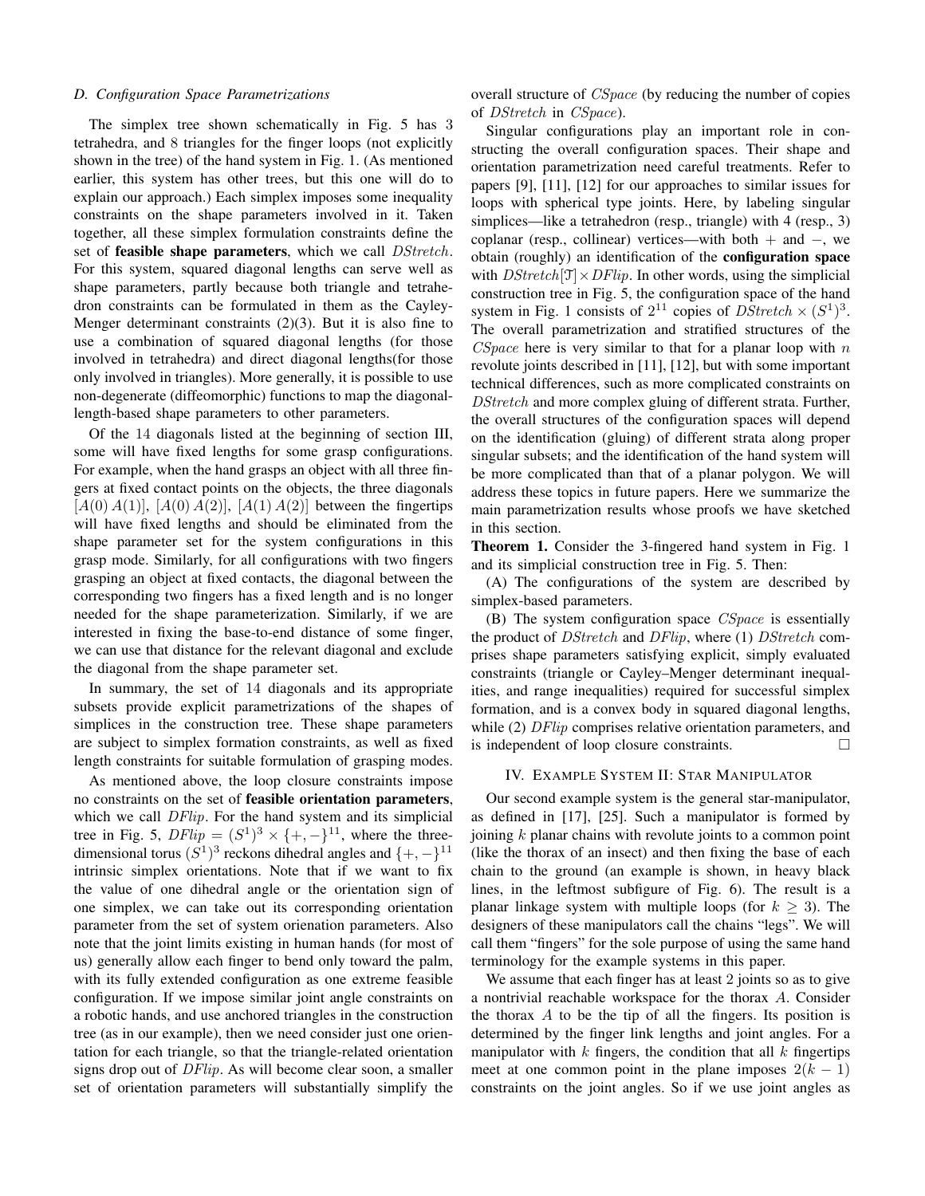### D. Configuration Space Parametrizations

The simplex tree shown schematically in Fig. 5 has 3 tetrahedra, and 8 triangles for the finger loops (not explicitly shown in the tree) of the hand system in Fig. 1. (As mentioned earlier, this system has other trees, but this one will do to explain our approach.) Each simplex imposes some inequality constraints on the shape parameters involved in it. Taken together, all these simplex formulation constraints define the set of **feasible shape parameters**, which we call $DStretch$. For this system, squared diagonal lengths can serve well as shape parameters, partly because both triangle and tetrahedron constraints can be formulated in them as the Cayley-Menger determinant constraints (2)(3). But it is also fine to use a combination of squared diagonal lengths (for those involved in tetrahedra) and direct diagonal lengths(for those only involved in triangles). More generally, it is possible to use non-degenerate (diffeomorphic) functions to map the diagonal-length-based shape parameters to other parameters.

Of the 14 diagonals listed at the beginning of section III, some will have fixed lengths for some grasp configurations. For example, when the hand grasps an object with all three fingers at fixed contact points on the objects, the three diagonals $[A(0)\,A(1)]$, $[A(0)\,A(2)]$, $[A(1)\,A(2)]$ between the fingertips will have fixed lengths and should be eliminated from the shape parameter set for the system configurations in this grasp mode. Similarly, for all configurations with two fingers grasping an object at fixed contacts, the diagonal between the corresponding two fingers has a fixed length and is no longer needed for the shape parameterization. Similarly, if we are interested in fixing the base-to-end distance of some finger, we can use that distance for the relevant diagonal and exclude the diagonal from the shape parameter set.

In summary, the set of 14 diagonals and its appropriate subsets provide explicit parametrizations of the shapes of simplices in the construction tree. These shape parameters are subject to simplex formation constraints, as well as fixed length constraints for suitable formulation of grasping modes.

As mentioned above, the loop closure constraints impose no constraints on the set of **feasible orientation parameters**, which we call $DFlip$. For the hand system and its simplicial tree in Fig. 5, $DFlip = (S^1)^3 \times \{+,-\}^{11}$, where the three-dimensional torus $(S^1)^3$ reckons dihedral angles and $\{+,-\}^{11}$ intrinsic simplex orientations. Note that if we want to fix the value of one dihedral angle or the orientation sign of one simplex, we can take out its corresponding orientation parameter from the set of system orienation parameters. Also note that the joint limits existing in human hands (for most of us) generally allow each finger to bend only toward the palm, with its fully extended configuration as one extreme feasible configuration. If we impose similar joint angle constraints on a robotic hands, and use anchored triangles in the construction tree (as in our example), then we need consider just one orientation for each triangle, so that the triangle-related orientation signs drop out of $DFlip$. As will become clear soon, a smaller set of orientation parameters will substantially simplify the overall structure of $CSpace$ (by reducing the number of copies of $DStretch$ in $CSpace$).

Singular configurations play an important role in constructing the overall configuration spaces. Their shape and orientation parametrization need careful treatments. Refer to papers [9], [11], [12] for our approaches to similar issues for loops with spherical type joints. Here, by labeling singular simplices—like a tetrahedron (resp., triangle) with 4 (resp., 3) coplanar (resp., collinear) vertices—with both $+$ and $-$, we obtain (roughly) an identification of the **configuration space** with $DStretch[\mathfrak{T}] \times DFlip$. In other words, using the simplicial construction tree in Fig. 5, the configuration space of the hand system in Fig. 1 consists of $2^{11}$ copies of $DStretch \times (S^1)^3$. The overall parametrization and stratified structures of the $CSpace$ here is very similar to that for a planar loop with $n$ revolute joints described in [11], [12], but with some important technical differences, such as more complicated constraints on $DStretch$ and more complex gluing of different strata. Further, the overall structures of the configuration spaces will depend on the identification (gluing) of different strata along proper singular subsets; and the identification of the hand system will be more complicated than that of a planar polygon. We will address these topics in future papers. Here we summarize the main parametrization results whose proofs we have sketched in this section.

**Theorem 1.** Consider the 3-fingered hand system in Fig. 1 and its simplicial construction tree in Fig. 5. Then:

(A) The configurations of the system are described by simplex-based parameters.

(B) The system configuration space $CSpace$ is essentially the product of $DStretch$ and $DFlip$, where (1) $DStretch$ comprises shape parameters satisfying explicit, simply evaluated constraints (triangle or Cayley–Menger determinant inequalities, and range inequalities) required for successful simplex formation, and is a convex body in squared diagonal lengths, while (2) $DFlip$ comprises relative orientation parameters, and is independent of loop closure constraints. □

## IV. Example System II: Star Manipulator

Our second example system is the general star-manipulator, as defined in [17], [25]. Such a manipulator is formed by joining $k$ planar chains with revolute joints to a common point (like the thorax of an insect) and then fixing the base of each chain to the ground (an example is shown, in heavy black lines, in the leftmost subfigure of Fig. 6). The result is a planar linkage system with multiple loops (for $k \geq 3$). The designers of these manipulators call the chains "legs". We will call them "fingers" for the sole purpose of using the same hand terminology for the example systems in this paper.

We assume that each finger has at least 2 joints so as to give a nontrivial reachable workspace for the thorax $A$. Consider the thorax $A$ to be the tip of all the fingers. Its position is determined by the finger link lengths and joint angles. For a manipulator with $k$ fingers, the condition that all $k$ fingertips meet at one common point in the plane imposes $2(k-1)$ constraints on the joint angles. So if we use joint angles as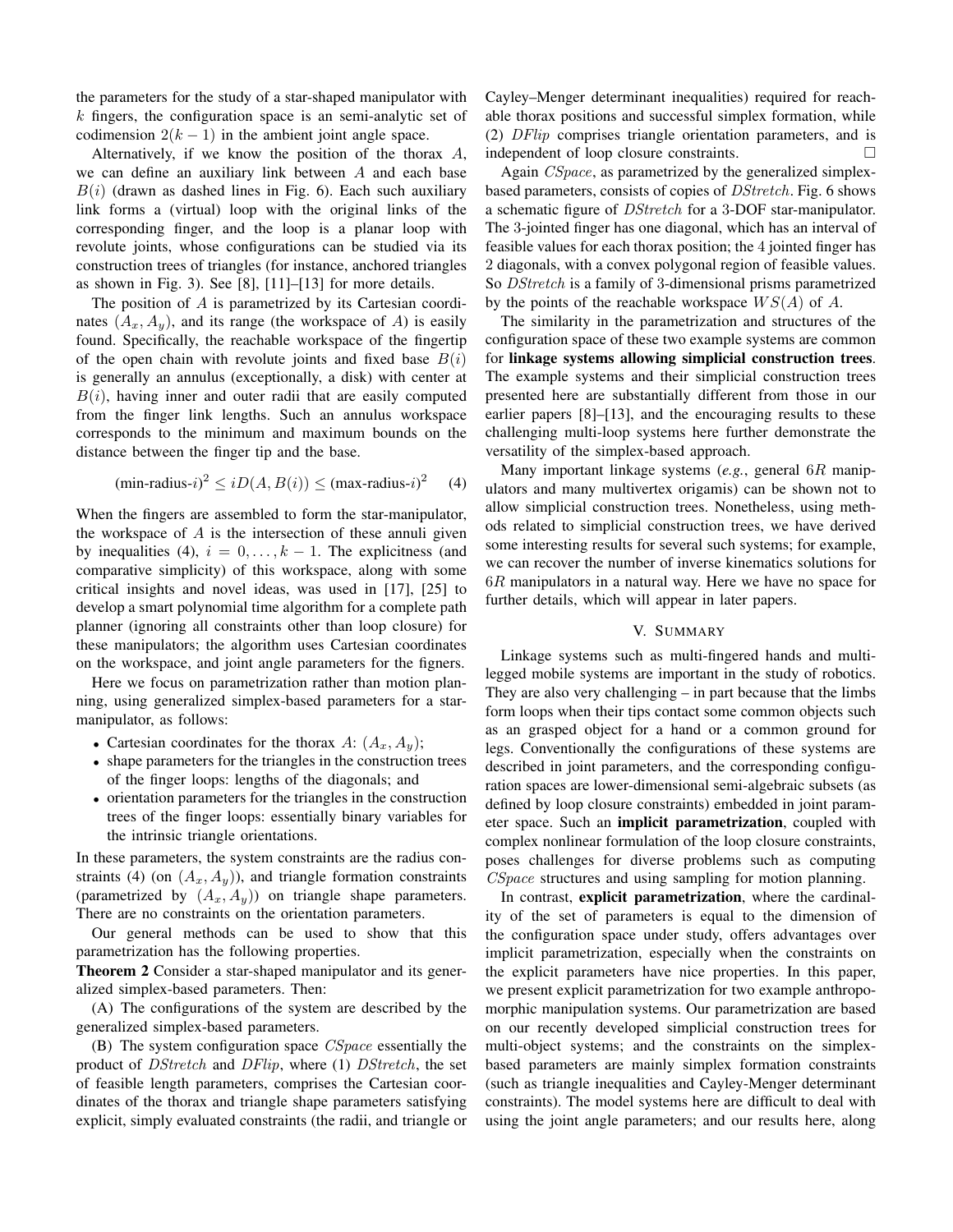the parameters for the study of a star-shaped manipulator with $k$ fingers, the configuration space is an semi-analytic set of codimension $2(k-1)$ in the ambient joint angle space.

Alternatively, if we know the position of the thorax $A$, we can define an auxiliary link between $A$ and each base $B(i)$ (drawn as dashed lines in Fig. 6). Each such auxiliary link forms a (virtual) loop with the original links of the corresponding finger, and the loop is a planar loop with revolute joints, whose configurations can be studied via its construction trees of triangles (for instance, anchored triangles as shown in Fig. 3). See [8], [11]–[13] for more details.

The position of $A$ is parametrized by its Cartesian coordinates $(A_x, A_y)$, and its range (the workspace of $A$) is easily found. Specifically, the reachable workspace of the fingertip of the open chain with revolute joints and fixed base $B(i)$ is generally an annulus (exceptionally, a disk) with center at $B(i)$, having inner and outer radii that are easily computed from the finger link lengths. Such an annulus workspace corresponds to the minimum and maximum bounds on the distance between the finger tip and the base.

$$(\text{min-radius-}i)^2 \leq iD(A, B(i)) \leq (\text{max-radius-}i)^2 \quad (4)$$

When the fingers are assembled to form the star-manipulator, the workspace of $A$ is the intersection of these annuli given by inequalities (4), $i = 0, \ldots, k-1$. The explicitness (and comparative simplicity) of this workspace, along with some critical insights and novel ideas, was used in [17], [25] to develop a smart polynomial time algorithm for a complete path planner (ignoring all constraints other than loop closure) for these manipulators; the algorithm uses Cartesian coordinates on the workspace, and joint angle parameters for the figners.

Here we focus on parametrization rather than motion planning, using generalized simplex-based parameters for a star-manipulator, as follows:

- Cartesian coordinates for the thorax $A$: $(A_x, A_y)$;
- shape parameters for the triangles in the construction trees of the finger loops: lengths of the diagonals; and
- orientation parameters for the triangles in the construction trees of the finger loops: essentially binary variables for the intrinsic triangle orientations.

In these parameters, the system constraints are the radius constraints (4) (on $(A_x, A_y)$), and triangle formation constraints (parametrized by $(A_x, A_y)$) on triangle shape parameters. There are no constraints on the orientation parameters.

Our general methods can be used to show that this parametrization has the following properties.

**Theorem 2** Consider a star-shaped manipulator and its generalized simplex-based parameters. Then:

(A) The configurations of the system are described by the generalized simplex-based parameters.

(B) The system configuration space $CSpace$ essentially the product of $DStretch$ and $DFlip$, where (1) $DStretch$, the set of feasible length parameters, comprises the Cartesian coordinates of the thorax and triangle shape parameters satisfying explicit, simply evaluated constraints (the radii, and triangle or Cayley–Menger determinant inequalities) required for reachable thorax positions and successful simplex formation, while (2) $DFlip$ comprises triangle orientation parameters, and is independent of loop closure constraints. □

Again $CSpace$, as parametrized by the generalized simplex-based parameters, consists of copies of $DStretch$. Fig. 6 shows a schematic figure of $DStretch$ for a 3-DOF star-manipulator. The 3-jointed finger has one diagonal, which has an interval of feasible values for each thorax position; the 4 jointed finger has 2 diagonals, with a convex polygonal region of feasible values. So $DStretch$ is a family of 3-dimensional prisms parametrized by the points of the reachable workspace $WS(A)$ of $A$.

The similarity in the parametrization and structures of the configuration space of these two example systems are common for **linkage systems allowing simplicial construction trees**. The example systems and their simplicial construction trees presented here are substantially different from those in our earlier papers [8]–[13], and the encouraging results to these challenging multi-loop systems here further demonstrate the versatility of the simplex-based approach.

Many important linkage systems (*e.g.*, general $6R$ manipulators and many multivertex origamis) can be shown not to allow simplicial construction trees. Nonetheless, using methods related to simplicial construction trees, we have derived some interesting results for several such systems; for example, we can recover the number of inverse kinematics solutions for $6R$ manipulators in a natural way. Here we have no space for further details, which will appear in later papers.

## V. Summary

Linkage systems such as multi-fingered hands and multi-legged mobile systems are important in the study of robotics. They are also very challenging – in part because that the limbs form loops when their tips contact some common objects such as an grasped object for a hand or a common ground for legs. Conventionally the configurations of these systems are described in joint parameters, and the corresponding configuration spaces are lower-dimensional semi-algebraic subsets (as defined by loop closure constraints) embedded in joint parameter space. Such an **implicit parametrization**, coupled with complex nonlinear formulation of the loop closure constraints, poses challenges for diverse problems such as computing $CSpace$ structures and using sampling for motion planning.

In contrast, **explicit parametrization**, where the cardinality of the set of parameters is equal to the dimension of the configuration space under study, offers advantages over implicit parametrization, especially when the constraints on the explicit parameters have nice properties. In this paper, we present explicit parametrization for two example anthropomorphic manipulation systems. Our parametrization are based on our recently developed simplicial construction trees for multi-object systems; and the constraints on the simplex-based parameters are mainly simplex formation constraints (such as triangle inequalities and Cayley-Menger determinant constraints). The model systems here are difficult to deal with using the joint angle parameters; and our results here, along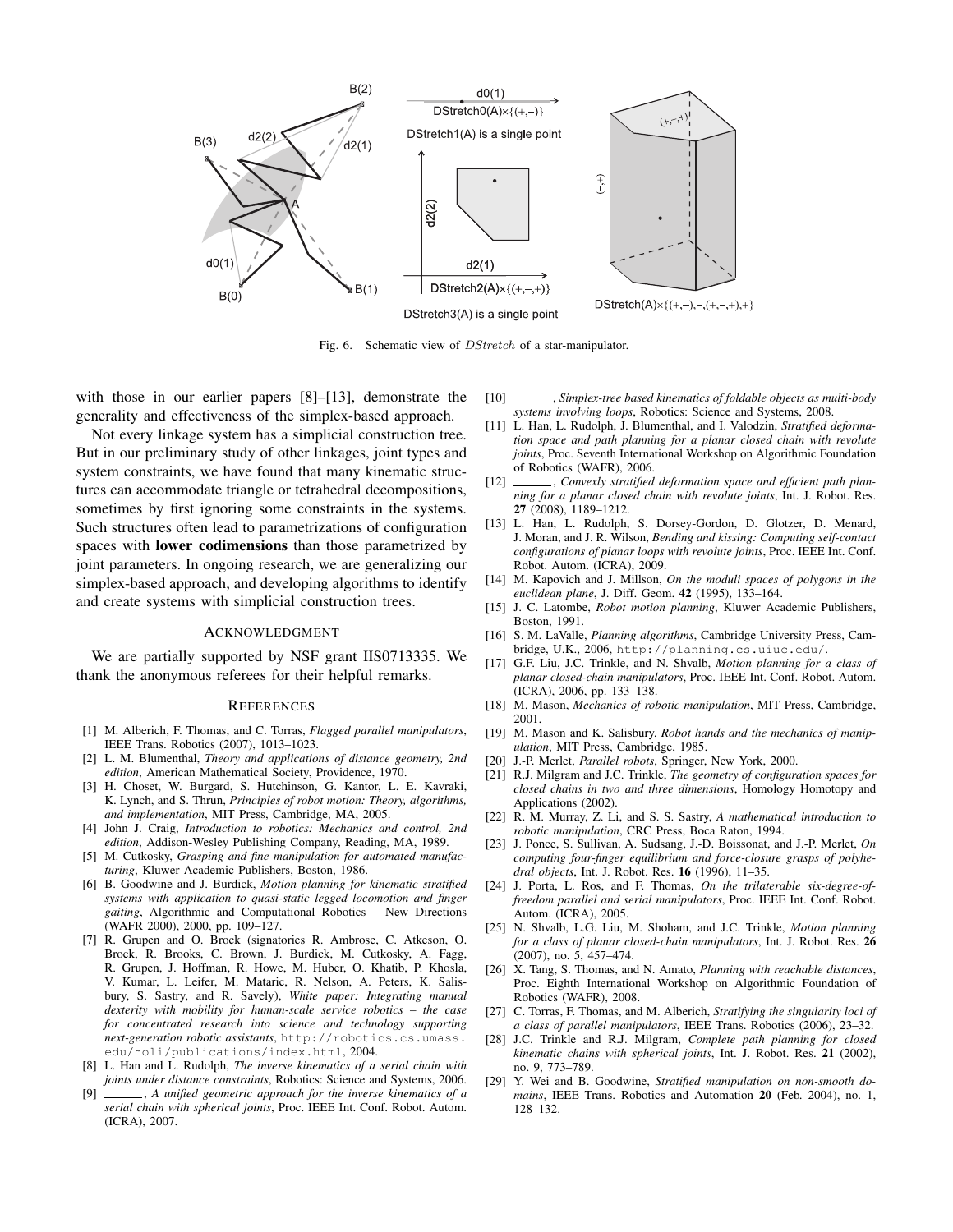B(2)

d0(1)

DStretch0(A)×{(+,–)}

DStretch1(A) is a single point

B(3)

d2(2)

d2(1)

A

d2(2)

d2(1)

DStretch2(A)×{(+,–,+)}

d0(1)

B(0)

B(1)

DStretch3(A) is a single point

(+,–,+)

(–,+)

DStretch(A)×{(+,–),–,(+,–,+),+}

Fig. 6. Schematic view of $DStretch$ of a star-manipulator.

with those in our earlier papers [8]–[13], demonstrate the generality and effectiveness of the simplex-based approach.

Not every linkage system has a simplicial construction tree. But in our preliminary study of other linkages, joint types and system constraints, we have found that many kinematic structures can accommodate triangle or tetrahedral decompositions, sometimes by first ignoring some constraints in the systems. Such structures often lead to parametrizations of configuration spaces with **lower codimensions** than those parametrized by joint parameters. In ongoing research, we are generalizing our simplex-based approach, and developing algorithms to identify and create systems with simplicial construction trees.

## Acknowledgment

We are partially supported by NSF grant IIS0713335. We thank the anonymous referees for their helpful remarks.

## References

[1] M. Alberich, F. Thomas, and C. Torras, *Flagged parallel manipulators*, IEEE Trans. Robotics (2007), 1013–1023.

[2] L. M. Blumenthal, *Theory and applications of distance geometry, 2nd edition*, American Mathematical Society, Providence, 1970.

[3] H. Choset, W. Burgard, S. Hutchinson, G. Kantor, L. E. Kavraki, K. Lynch, and S. Thrun, *Principles of robot motion: Theory, algorithms, and implementation*, MIT Press, Cambridge, MA, 2005.

[4] John J. Craig, *Introduction to robotics: Mechanics and control, 2nd edition*, Addison-Wesley Publishing Company, Reading, MA, 1989.

[5] M. Cutkosky, *Grasping and fine manipulation for automated manufacturing*, Kluwer Academic Publishers, Boston, 1986.

[6] B. Goodwine and J. Burdick, *Motion planning for kinematic stratified systems with application to quasi-static legged locomotion and finger gaiting*, Algorithmic and Computational Robotics – New Directions (WAFR 2000), 2000, pp. 109–127.

[7] R. Grupen and O. Brock (signatories R. Ambrose, C. Atkeson, O. Brock, R. Brooks, C. Brown, J. Burdick, M. Cutkosky, A. Fagg, R. Grupen, J. Hoffman, R. Howe, M. Huber, O. Khatib, P. Khosla, V. Kumar, L. Leifer, M. Mataric, R. Nelson, A. Peters, K. Salisbury, S. Sastry, and R. Savely), *White paper: Integrating manual dexterity with mobility for human-scale service robotics – the case for concentrated research into science and technology supporting next-generation robotic assistants*, http://robotics.cs.umass.edu/~oli/publications/index.html, 2004.

[8] L. Han and L. Rudolph, *The inverse kinematics of a serial chain with joints under distance constraints*, Robotics: Science and Systems, 2006.

[9] ______, *A unified geometric approach for the inverse kinematics of a serial chain with spherical joints*, Proc. IEEE Int. Conf. Robot. Autom. (ICRA), 2007.

[10] ______, *Simplex-tree based kinematics of foldable objects as multi-body systems involving loops*, Robotics: Science and Systems, 2008.

[11] L. Han, L. Rudolph, J. Blumenthal, and I. Valodzin, *Stratified deformation space and path planning for a planar closed chain with revolute joints*, Proc. Seventh International Workshop on Algorithmic Foundation of Robotics (WAFR), 2006.

[12] ______, *Convexly stratified deformation space and efficient path planning for a planar closed chain with revolute joints*, Int. J. Robot. Res. **27** (2008), 1189–1212.

[13] L. Han, L. Rudolph, S. Dorsey-Gordon, D. Glotzer, D. Menard, J. Moran, and J. R. Wilson, *Bending and kissing: Computing self-contact configurations of planar loops with revolute joints*, Proc. IEEE Int. Conf. Robot. Autom. (ICRA), 2009.

[14] M. Kapovich and J. Millson, *On the moduli spaces of polygons in the euclidean plane*, J. Diff. Geom. **42** (1995), 133–164.

[15] J. C. Latombe, *Robot motion planning*, Kluwer Academic Publishers, Boston, 1991.

[16] S. M. LaValle, *Planning algorithms*, Cambridge University Press, Cambridge, U.K., 2006, http://planning.cs.uiuc.edu/.

[17] G.F. Liu, J.C. Trinkle, and N. Shvalb, *Motion planning for a class of planar closed-chain manipulators*, Proc. IEEE Int. Conf. Robot. Autom. (ICRA), 2006, pp. 133–138.

[18] M. Mason, *Mechanics of robotic manipulation*, MIT Press, Cambridge, 2001.

[19] M. Mason and K. Salisbury, *Robot hands and the mechanics of manipulation*, MIT Press, Cambridge, 1985.

[20] J.-P. Merlet, *Parallel robots*, Springer, New York, 2000.

[21] R.J. Milgram and J.C. Trinkle, *The geometry of configuration spaces for closed chains in two and three dimensions*, Homology Homotopy and Applications (2002).

[22] R. M. Murray, Z. Li, and S. S. Sastry, *A mathematical introduction to robotic manipulation*, CRC Press, Boca Raton, 1994.

[23] J. Ponce, S. Sullivan, A. Sudsang, J.-D. Boissonat, and J.-P. Merlet, *On computing four-finger equilibrium and force-closure grasps of polyhedral objects*, Int. J. Robot. Res. **16** (1996), 11–35.

[24] J. Porta, L. Ros, and F. Thomas, *On the trilaterable six-degree-of-freedom parallel and serial manipulators*, Proc. IEEE Int. Conf. Robot. Autom. (ICRA), 2005.

[25] N. Shvalb, L.G. Liu, M. Shoham, and J.C. Trinkle, *Motion planning for a class of planar closed-chain manipulators*, Int. J. Robot. Res. **26** (2007), no. 5, 457–474.

[26] X. Tang, S. Thomas, and N. Amato, *Planning with reachable distances*, Proc. Eighth International Workshop on Algorithmic Foundation of Robotics (WAFR), 2008.

[27] C. Torras, F. Thomas, and M. Alberich, *Stratifying the singularity loci of a class of parallel manipulators*, IEEE Trans. Robotics (2006), 23–32.

[28] J.C. Trinkle and R.J. Milgram, *Complete path planning for closed kinematic chains with spherical joints*, Int. J. Robot. Res. **21** (2002), no. 9, 773–789.

[29] Y. Wei and B. Goodwine, *Stratified manipulation on non-smooth domains*, IEEE Trans. Robotics and Automation **20** (Feb. 2004), no. 1, 128–132.